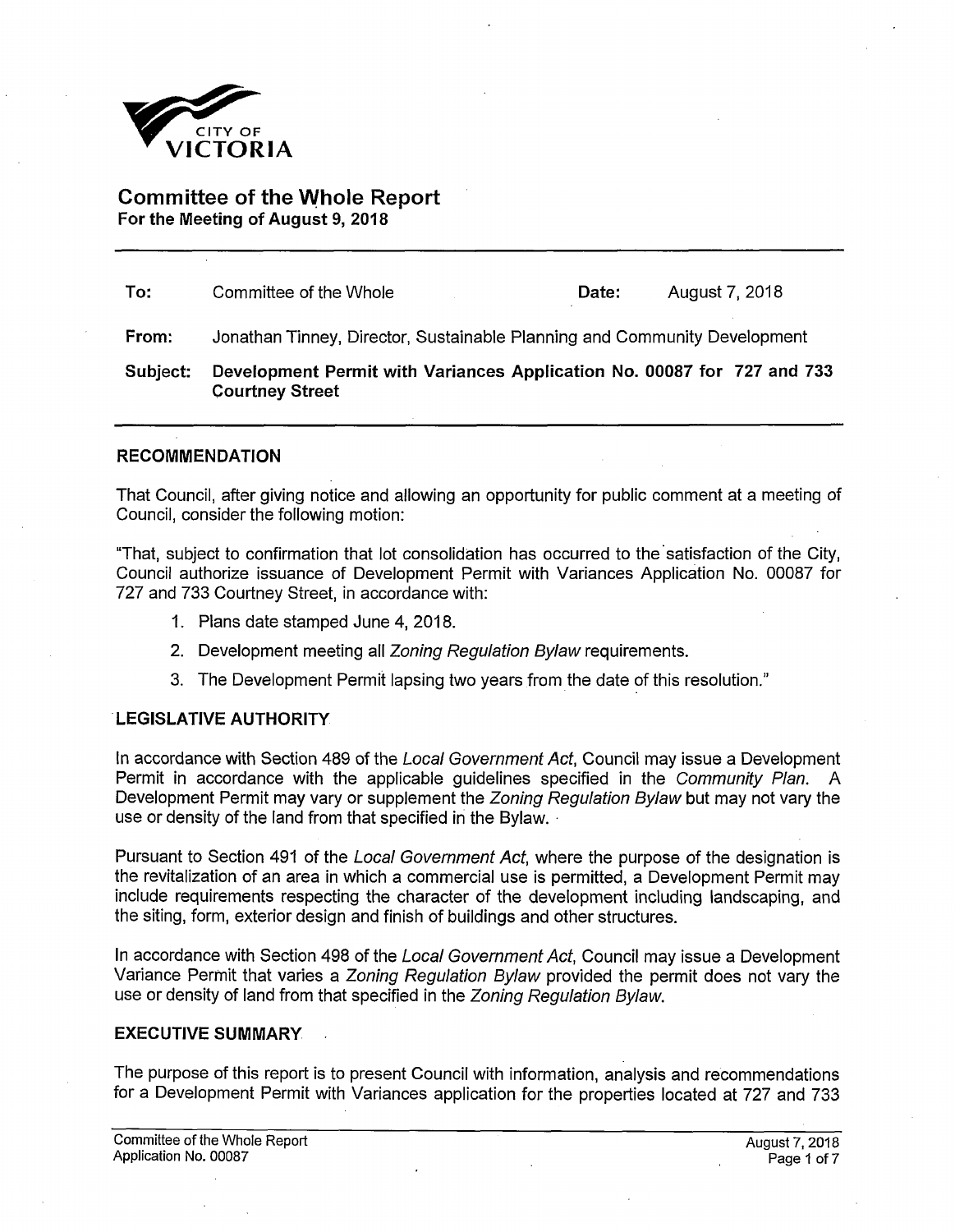CITY OF VICTORIA

# Committee of the Whole Report

**For the Meeting of August 9, 2018**

| | | | |
|---|---|---|---|
| **To:** | Committee of the Whole | **Date:** | August 7, 2018 |
| **From:** | Jonathan Tinney, Director, Sustainable Planning and Community Development | | |
| **Subject:** | **Development Permit with Variances Application No. 00087 for 727 and 733 Courtney Street** | | |

## RECOMMENDATION

That Council, after giving notice and allowing an opportunity for public comment at a meeting of Council, consider the following motion:

"That, subject to confirmation that lot consolidation has occurred to the satisfaction of the City, Council authorize issuance of Development Permit with Variances Application No. 00087 for 727 and 733 Courtney Street, in accordance with:

1. Plans date stamped June 4, 2018.
2. Development meeting all *Zoning Regulation Bylaw* requirements.
3. The Development Permit lapsing two years from the date of this resolution."

## LEGISLATIVE AUTHORITY

In accordance with Section 489 of the *Local Government Act*, Council may issue a Development Permit in accordance with the applicable guidelines specified in the *Community Plan*. A Development Permit may vary or supplement the *Zoning Regulation Bylaw* but may not vary the use or density of the land from that specified in the Bylaw.

Pursuant to Section 491 of the *Local Government Act*, where the purpose of the designation is the revitalization of an area in which a commercial use is permitted, a Development Permit may include requirements respecting the character of the development including landscaping, and the siting, form, exterior design and finish of buildings and other structures.

In accordance with Section 498 of the *Local Government Act*, Council may issue a Development Variance Permit that varies a *Zoning Regulation Bylaw* provided the permit does not vary the use or density of land from that specified in the *Zoning Regulation Bylaw*.

## EXECUTIVE SUMMARY

The purpose of this report is to present Council with information, analysis and recommendations for a Development Permit with Variances application for the properties located at 727 and 733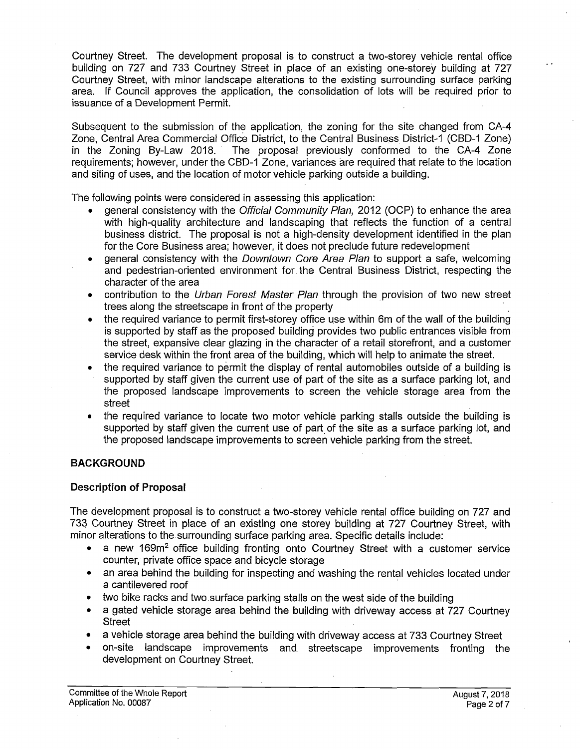Courtney Street. The development proposal is to construct a two-storey vehicle rental office building on 727 and 733 Courtney Street in place of an existing one-storey building at 727 Courtney Street, with minor landscape alterations to the existing surrounding surface parking area. If Council approves the application, the consolidation of lots will be required prior to issuance of a Development Permit.

Subsequent to the submission of the application, the zoning for the site changed from CA-4 Zone, Central Area Commercial Office District, to the Central Business District-1 (CBD-1 Zone) in the Zoning By-Law 2018. The proposal previously conformed to the CA-4 Zone requirements; however, under the CBD-1 Zone, variances are required that relate to the location and siting of uses, and the location of motor vehicle parking outside a building.

The following points were considered in assessing this application:

- general consistency with the *Official Community Plan,* 2012 (OCP) to enhance the area with high-quality architecture and landscaping that reflects the function of a central business district. The proposal is not a high-density development identified in the plan for the Core Business area; however, it does not preclude future redevelopment
- general consistency with the *Downtown Core Area Plan* to support a safe, welcoming and pedestrian-oriented environment for the Central Business District, respecting the character of the area
- contribution to the *Urban Forest Master Plan* through the provision of two new street trees along the streetscape in front of the property
- the required variance to permit first-storey office use within 6m of the wall of the building is supported by staff as the proposed building provides two public entrances visible from the street, expansive clear glazing in the character of a retail storefront, and a customer service desk within the front area of the building, which will help to animate the street.
- the required variance to permit the display of rental automobiles outside of a building is supported by staff given the current use of part of the site as a surface parking lot, and the proposed landscape improvements to screen the vehicle storage area from the street
- the required variance to locate two motor vehicle parking stalls outside the building is supported by staff given the current use of part of the site as a surface parking lot, and the proposed landscape improvements to screen vehicle parking from the street.

## BACKGROUND

### Description of Proposal

The development proposal is to construct a two-storey vehicle rental office building on 727 and 733 Courtney Street in place of an existing one storey building at 727 Courtney Street, with minor alterations to the surrounding surface parking area. Specific details include:

- a new 169m$^2$ office building fronting onto Courtney Street with a customer service counter, private office space and bicycle storage
- an area behind the building for inspecting and washing the rental vehicles located under a cantilevered roof
- two bike racks and two surface parking stalls on the west side of the building
- a gated vehicle storage area behind the building with driveway access at 727 Courtney Street
- a vehicle storage area behind the building with driveway access at 733 Courtney Street
- on-site landscape improvements and streetscape improvements fronting the development on Courtney Street.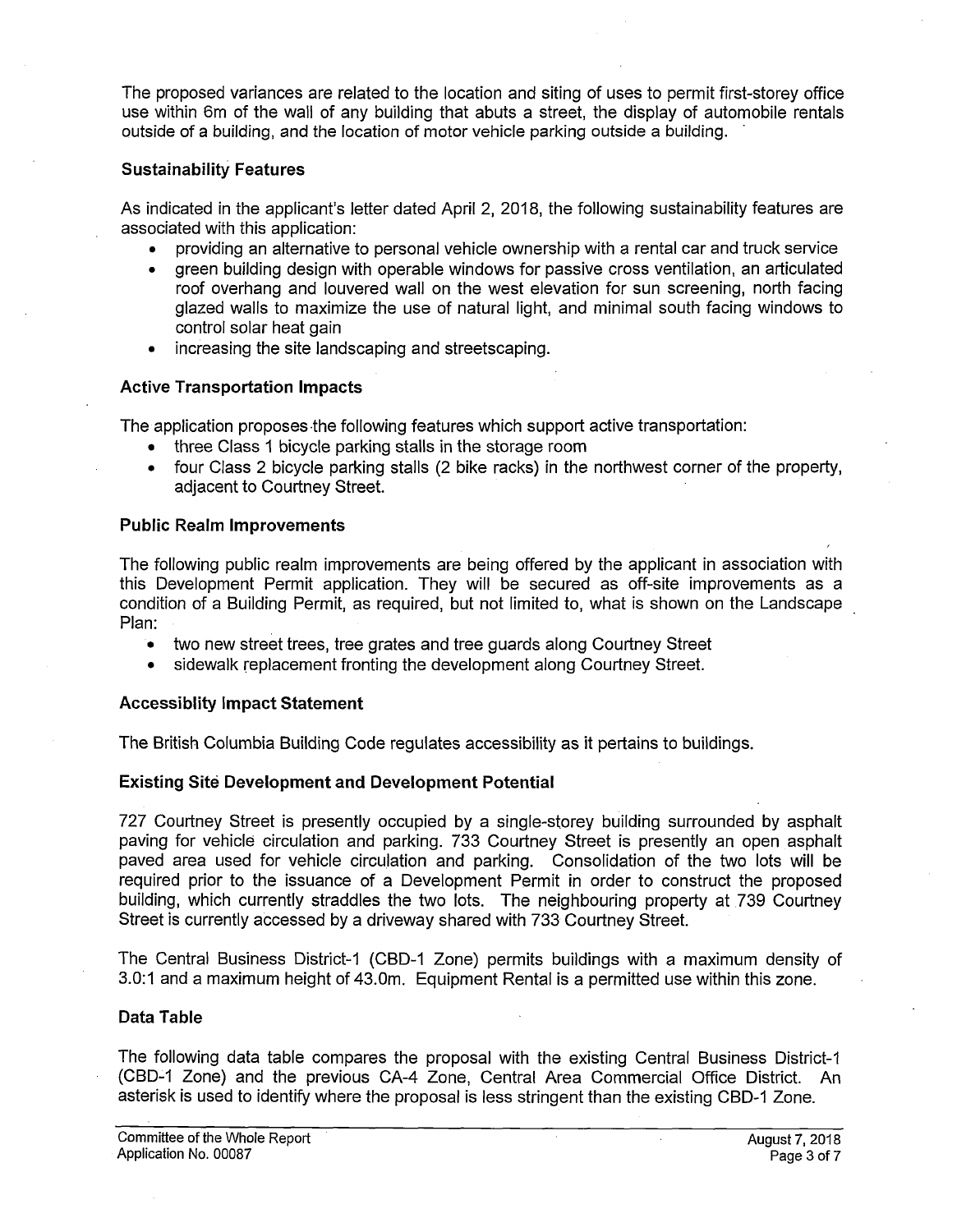The proposed variances are related to the location and siting of uses to permit first-storey office use within 6m of the wall of any building that abuts a street, the display of automobile rentals outside of a building, and the location of motor vehicle parking outside a building.

### Sustainability Features

As indicated in the applicant's letter dated April 2, 2018, the following sustainability features are associated with this application:

- providing an alternative to personal vehicle ownership with a rental car and truck service
- green building design with operable windows for passive cross ventilation, an articulated roof overhang and louvered wall on the west elevation for sun screening, north facing glazed walls to maximize the use of natural light, and minimal south facing windows to control solar heat gain
- increasing the site landscaping and streetscaping.

### Active Transportation Impacts

The application proposes the following features which support active transportation:

- three Class 1 bicycle parking stalls in the storage room
- four Class 2 bicycle parking stalls (2 bike racks) in the northwest corner of the property, adjacent to Courtney Street.

### Public Realm Improvements

The following public realm improvements are being offered by the applicant in association with this Development Permit application. They will be secured as off-site improvements as a condition of a Building Permit, as required, but not limited to, what is shown on the Landscape Plan:

- two new street trees, tree grates and tree guards along Courtney Street
- sidewalk replacement fronting the development along Courtney Street.

### Accessiblity Impact Statement

The British Columbia Building Code regulates accessibility as it pertains to buildings.

### Existing Site Development and Development Potential

727 Courtney Street is presently occupied by a single-storey building surrounded by asphalt paving for vehicle circulation and parking. 733 Courtney Street is presently an open asphalt paved area used for vehicle circulation and parking. Consolidation of the two lots will be required prior to the issuance of a Development Permit in order to construct the proposed building, which currently straddles the two lots. The neighbouring property at 739 Courtney Street is currently accessed by a driveway shared with 733 Courtney Street.

The Central Business District-1 (CBD-1 Zone) permits buildings with a maximum density of 3.0:1 and a maximum height of 43.0m. Equipment Rental is a permitted use within this zone.

### Data Table

The following data table compares the proposal with the existing Central Business District-1 (CBD-1 Zone) and the previous CA-4 Zone, Central Area Commercial Office District. An asterisk is used to identify where the proposal is less stringent than the existing CBD-1 Zone.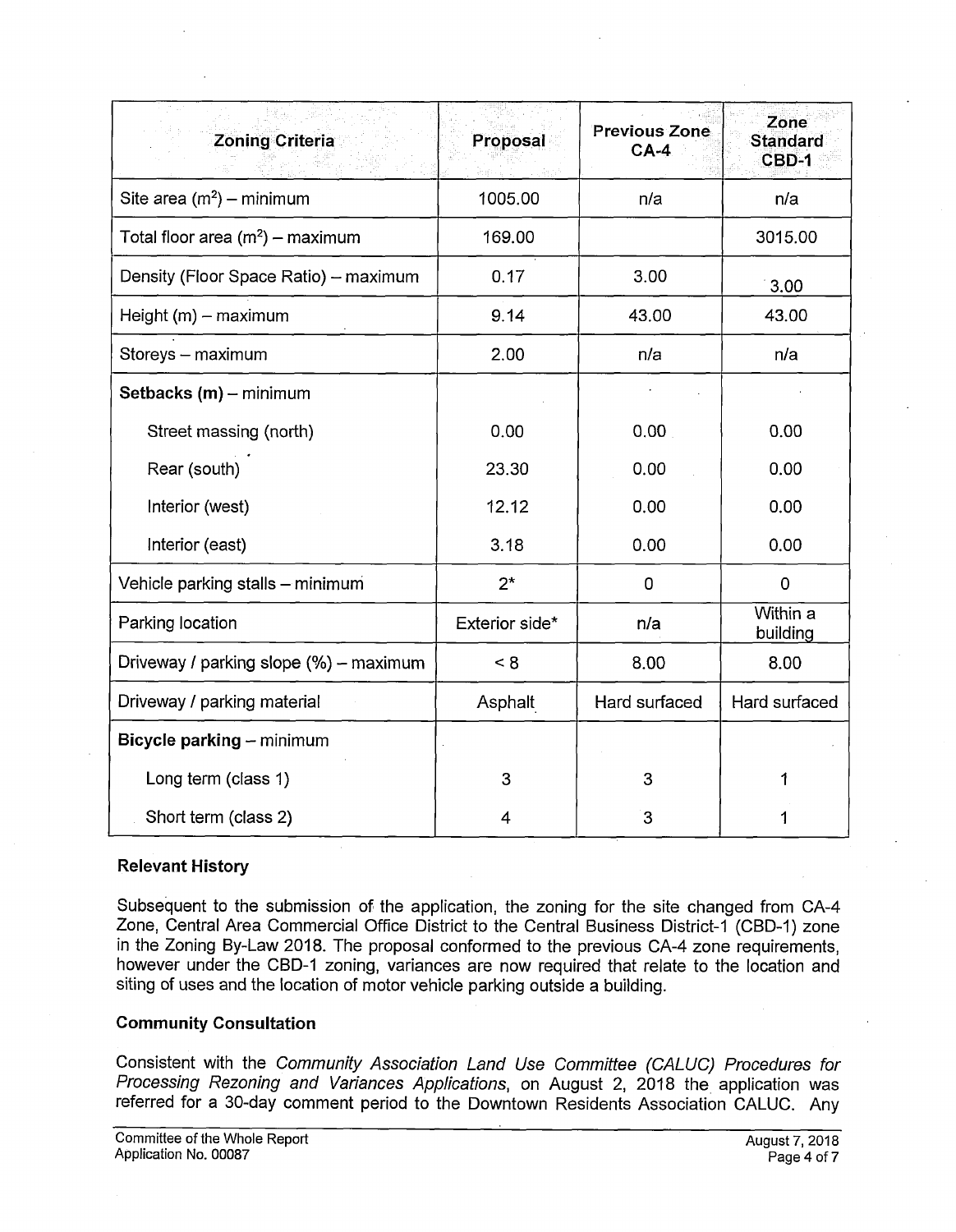| Zoning Criteria | Proposal | Previous Zone CA-4 | Zone Standard CBD-1 |
|---|---|---|---|
| Site area ($m^2$) – minimum | 1005.00 | n/a | n/a |
| Total floor area ($m^2$) – maximum | 169.00 | | 3015.00 |
| Density (Floor Space Ratio) – maximum | 0.17 | 3.00 | 3.00 |
| Height (m) – maximum | 9.14 | 43.00 | 43.00 |
| Storeys – maximum | 2.00 | n/a | n/a |
| **Setbacks (m)** – minimum | | | |
| Street massing (north) | 0.00 | 0.00 | 0.00 |
| Rear (south) | 23.30 | 0.00 | 0.00 |
| Interior (west) | 12.12 | 0.00 | 0.00 |
| Interior (east) | 3.18 | 0.00 | 0.00 |
| Vehicle parking stalls – minimum | 2* | 0 | 0 |
| Parking location | Exterior side* | n/a | Within a building |
| Driveway / parking slope (%) – maximum | < 8 | 8.00 | 8.00 |
| Driveway / parking material | Asphalt | Hard surfaced | Hard surfaced |
| **Bicycle parking** – minimum | | | |
| Long term (class 1) | 3 | 3 | 1 |
| Short term (class 2) | 4 | 3 | 1 |

### Relevant History

Subsequent to the submission of the application, the zoning for the site changed from CA-4 Zone, Central Area Commercial Office District to the Central Business District-1 (CBD-1) zone in the Zoning By-Law 2018. The proposal conformed to the previous CA-4 zone requirements, however under the CBD-1 zoning, variances are now required that relate to the location and siting of uses and the location of motor vehicle parking outside a building.

### Community Consultation

Consistent with the *Community Association Land Use Committee (CALUC) Procedures for Processing Rezoning and Variances Applications*, on August 2, 2018 the application was referred for a 30-day comment period to the Downtown Residents Association CALUC. Any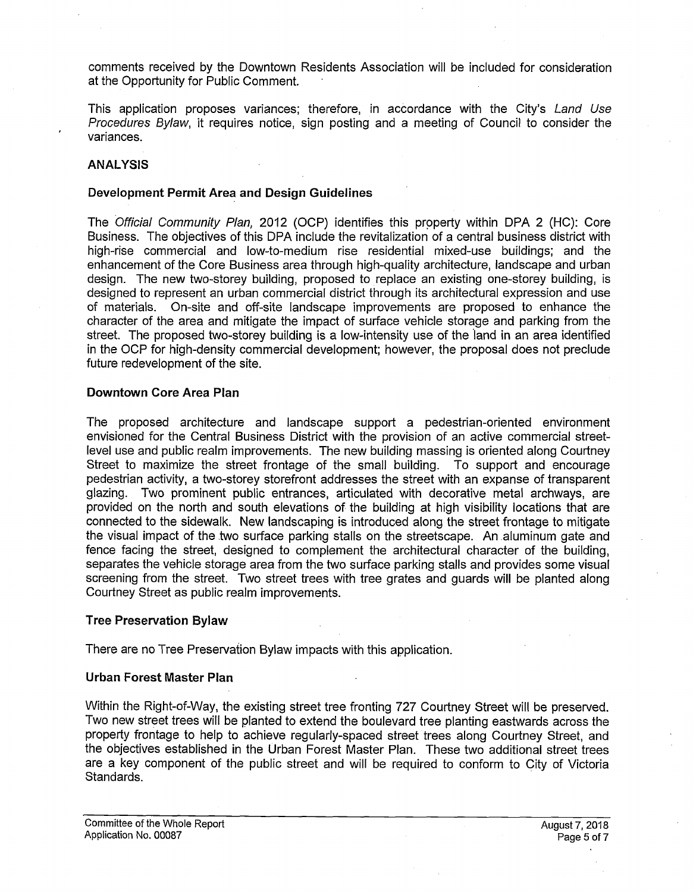comments received by the Downtown Residents Association will be included for consideration at the Opportunity for Public Comment.

This application proposes variances; therefore, in accordance with the City's *Land Use Procedures Bylaw*, it requires notice, sign posting and a meeting of Council to consider the variances.

## ANALYSIS

### Development Permit Area and Design Guidelines

The *Official Community Plan*, 2012 (OCP) identifies this property within DPA 2 (HC): Core Business. The objectives of this DPA include the revitalization of a central business district with high-rise commercial and low-to-medium rise residential mixed-use buildings; and the enhancement of the Core Business area through high-quality architecture, landscape and urban design. The new two-storey building, proposed to replace an existing one-storey building, is designed to represent an urban commercial district through its architectural expression and use of materials. On-site and off-site landscape improvements are proposed to enhance the character of the area and mitigate the impact of surface vehicle storage and parking from the street. The proposed two-storey building is a low-intensity use of the land in an area identified in the OCP for high-density commercial development; however, the proposal does not preclude future redevelopment of the site.

### Downtown Core Area Plan

The proposed architecture and landscape support a pedestrian-oriented environment envisioned for the Central Business District with the provision of an active commercial street-level use and public realm improvements. The new building massing is oriented along Courtney Street to maximize the street frontage of the small building. To support and encourage pedestrian activity, a two-storey storefront addresses the street with an expanse of transparent glazing. Two prominent public entrances, articulated with decorative metal archways, are provided on the north and south elevations of the building at high visibility locations that are connected to the sidewalk. New landscaping is introduced along the street frontage to mitigate the visual impact of the two surface parking stalls on the streetscape. An aluminum gate and fence facing the street, designed to complement the architectural character of the building, separates the vehicle storage area from the two surface parking stalls and provides some visual screening from the street. Two street trees with tree grates and guards will be planted along Courtney Street as public realm improvements.

### Tree Preservation Bylaw

There are no Tree Preservation Bylaw impacts with this application.

### Urban Forest Master Plan

Within the Right-of-Way, the existing street tree fronting 727 Courtney Street will be preserved. Two new street trees will be planted to extend the boulevard tree planting eastwards across the property frontage to help to achieve regularly-spaced street trees along Courtney Street, and the objectives established in the Urban Forest Master Plan. These two additional street trees are a key component of the public street and will be required to conform to City of Victoria Standards.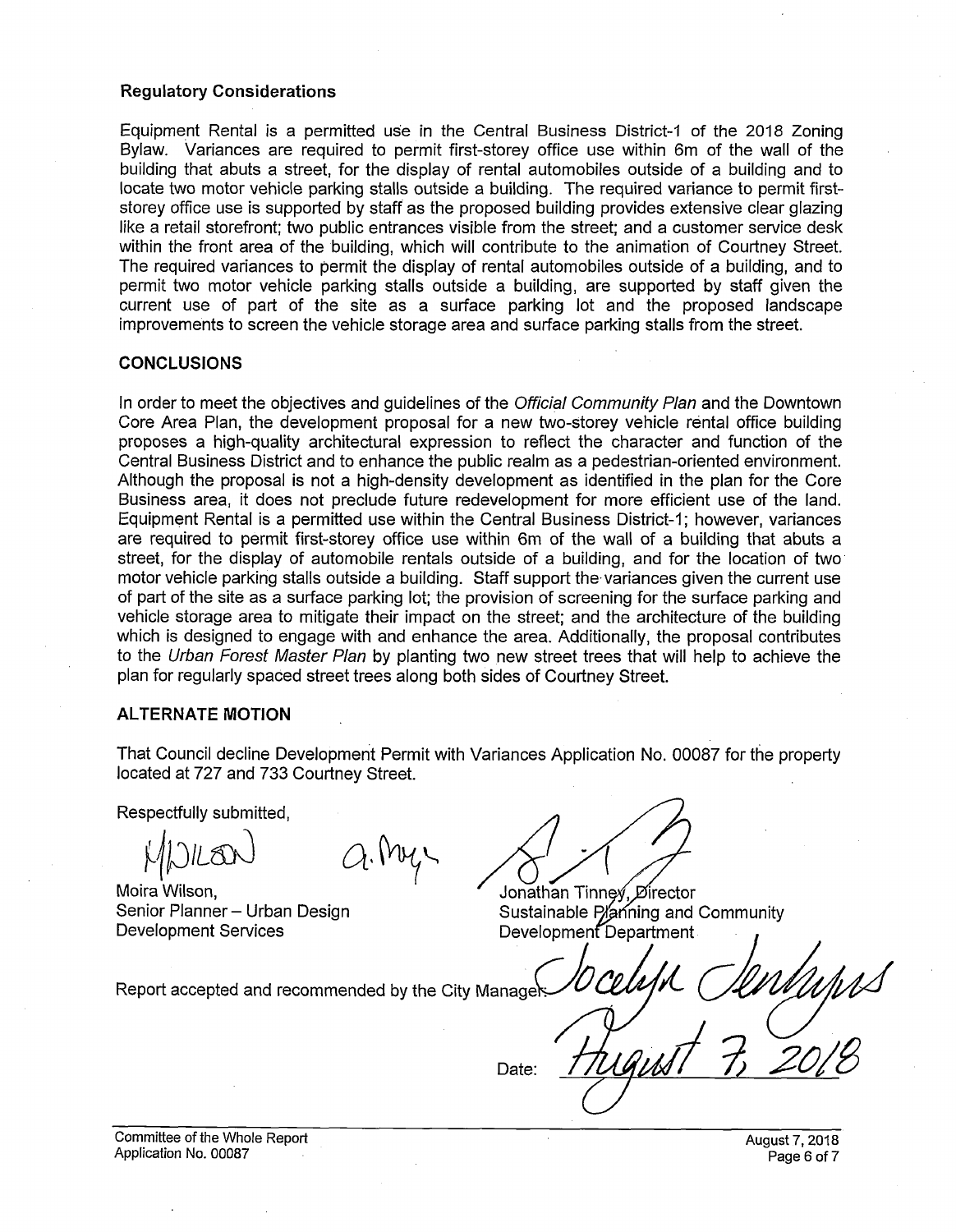### Regulatory Considerations

Equipment Rental is a permitted use in the Central Business District-1 of the 2018 Zoning Bylaw. Variances are required to permit first-storey office use within 6m of the wall of the building that abuts a street, for the display of rental automobiles outside of a building and to locate two motor vehicle parking stalls outside a building. The required variance to permit first-storey office use is supported by staff as the proposed building provides extensive clear glazing like a retail storefront; two public entrances visible from the street; and a customer service desk within the front area of the building, which will contribute to the animation of Courtney Street. The required variances to permit the display of rental automobiles outside of a building, and to permit two motor vehicle parking stalls outside a building, are supported by staff given the current use of part of the site as a surface parking lot and the proposed landscape improvements to screen the vehicle storage area and surface parking stalls from the street.

## CONCLUSIONS

In order to meet the objectives and guidelines of the *Official Community Plan* and the Downtown Core Area Plan, the development proposal for a new two-storey vehicle rental office building proposes a high-quality architectural expression to reflect the character and function of the Central Business District and to enhance the public realm as a pedestrian-oriented environment. Although the proposal is not a high-density development as identified in the plan for the Core Business area, it does not preclude future redevelopment for more efficient use of the land. Equipment Rental is a permitted use within the Central Business District-1; however, variances are required to permit first-storey office use within 6m of the wall of a building that abuts a street, for the display of automobile rentals outside of a building, and for the location of two motor vehicle parking stalls outside a building. Staff support the variances given the current use of part of the site as a surface parking lot; the provision of screening for the surface parking and vehicle storage area to mitigate their impact on the street; and the architecture of the building which is designed to engage with and enhance the area. Additionally, the proposal contributes to the *Urban Forest Master Plan* by planting two new street trees that will help to achieve the plan for regularly spaced street trees along both sides of Courtney Street.

## ALTERNATE MOTION

That Council decline Development Permit with Variances Application No. 00087 for the property located at 727 and 733 Courtney Street.

Respectfully submitted,

Moira Wilson,
Senior Planner – Urban Design
Development Services

Jonathan Tinney, Director
Sustainable Planning and Community Development Department

Report accepted and recommended by the City Manager: Jocelyn Jenkyns

Date: August 7, 2018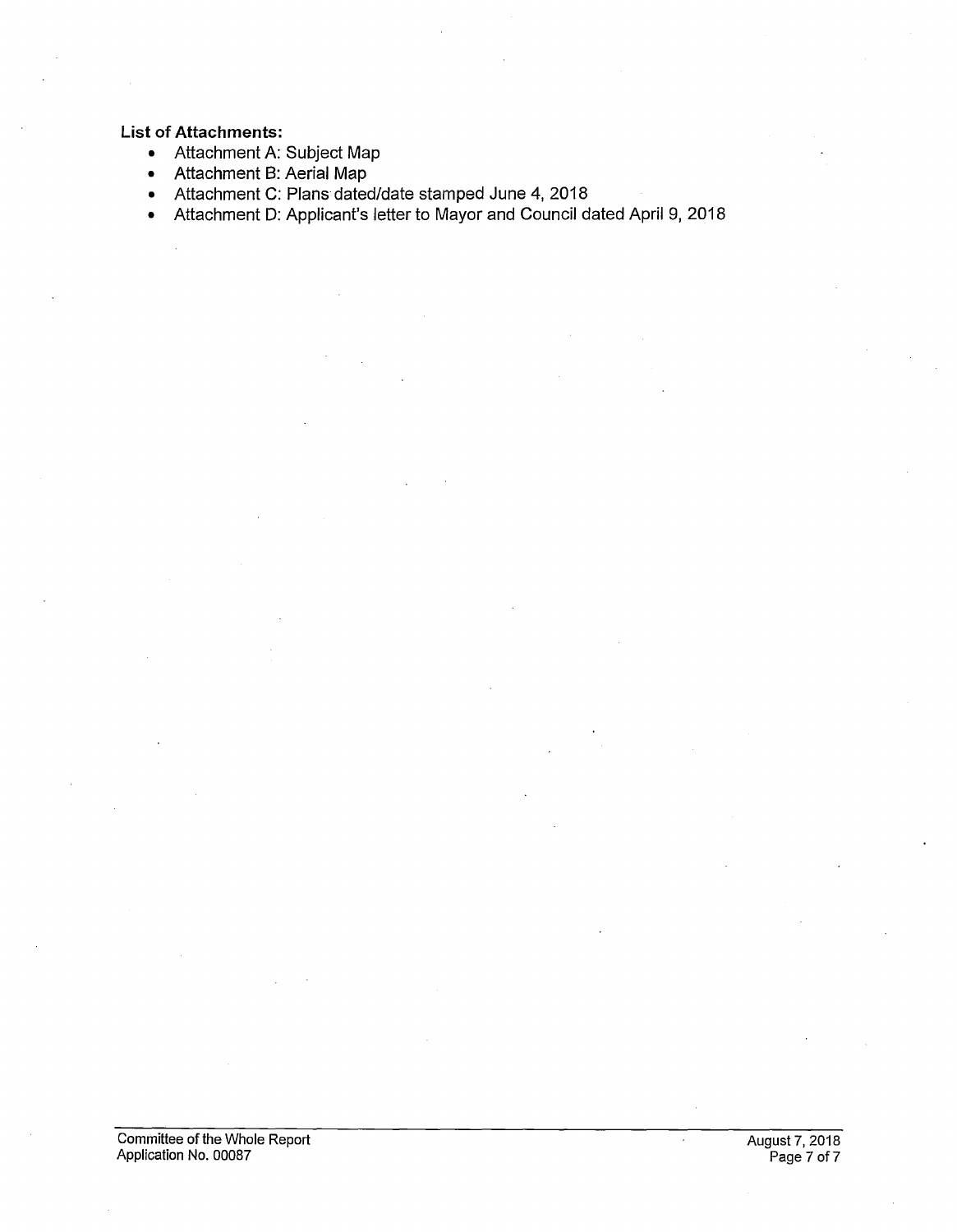**List of Attachments:**

- Attachment A: Subject Map
- Attachment B: Aerial Map
- Attachment C: Plans dated/date stamped June 4, 2018
- Attachment D: Applicant's letter to Mayor and Council dated April 9, 2018